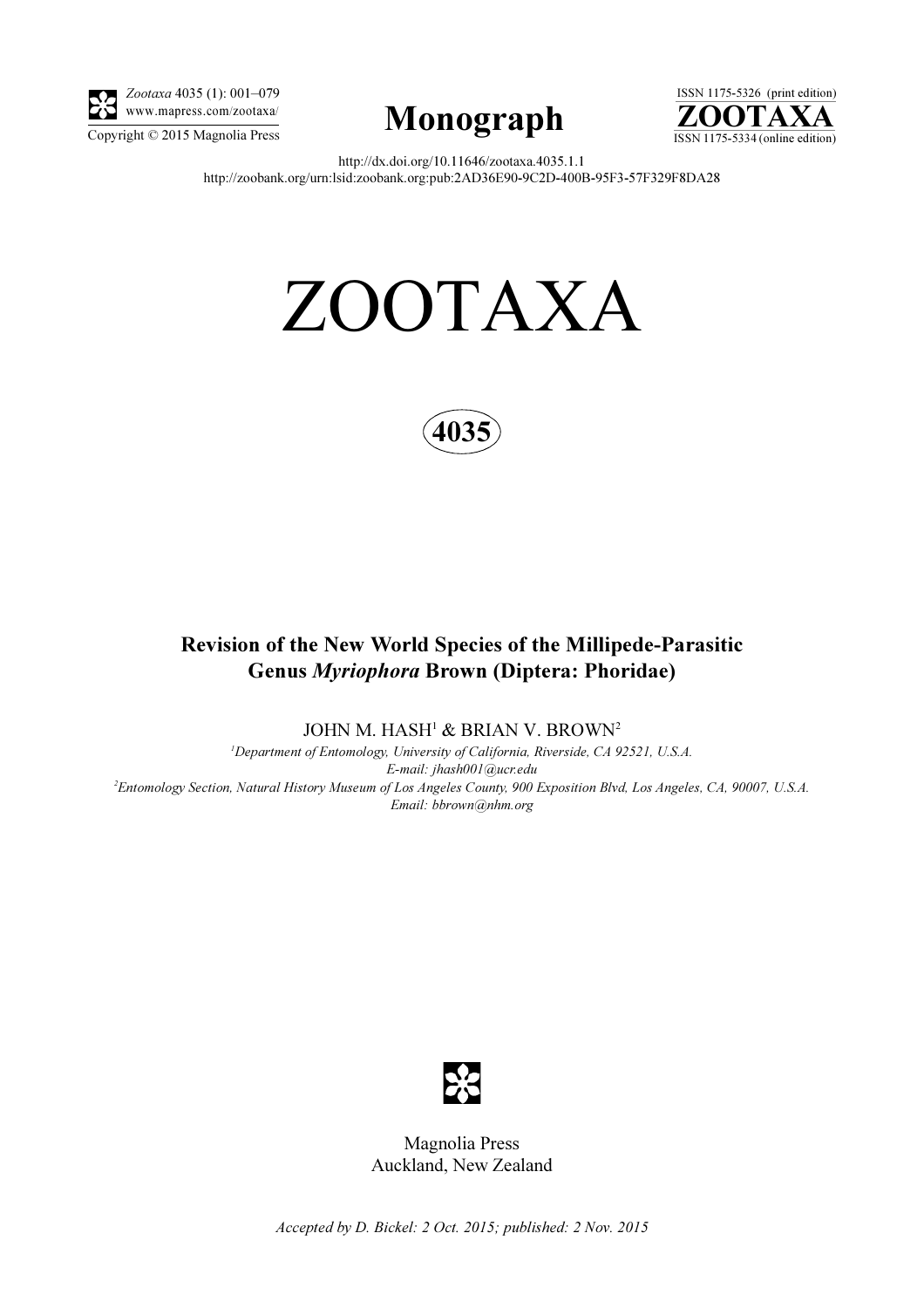*Zootaxa* 4035 (1): 001–079
www.mapress.com/zootaxa/
Copyright © 2015 Magnolia Press

# Monograph

ISSN 1175-5326 (print edition)
**ZOOTAXA**
ISSN 1175-5334 (online edition)

http://dx.doi.org/10.11646/zootaxa.4035.1.1
http://zoobank.org/urn:lsid:zoobank.org:pub:2AD36E90-9C2D-400B-95F3-57F329F8DA28

# ZOOTAXA

**4035**

## Revision of the New World Species of the Millipede-Parasitic Genus *Myriophora* Brown (Diptera: Phoridae)

JOHN M. HASH[1] & BRIAN V. BROWN[2]

[1]*Department of Entomology, University of California, Riverside, CA 92521, U.S.A.*
*E-mail: jhash001@ucr.edu*
[2]*Entomology Section, Natural History Museum of Los Angeles County, 900 Exposition Blvd, Los Angeles, CA, 90007, U.S.A.*
*Email: bbrown@nhm.org*

Magnolia Press
Auckland, New Zealand

*Accepted by D. Bickel: 2 Oct. 2015; published: 2 Nov. 2015*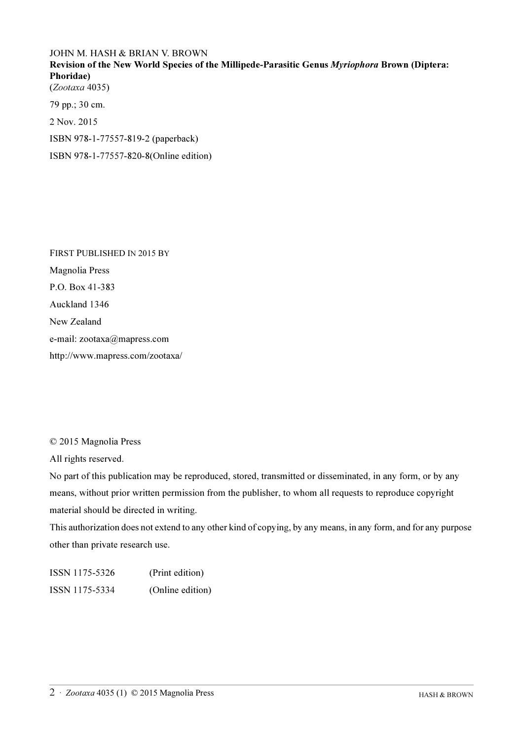JOHN M. HASH & BRIAN V. BROWN

**Revision of the New World Species of the Millipede-Parasitic Genus *Myriophora* Brown (Diptera: Phoridae)**

(*Zootaxa* 4035)

79 pp.; 30 cm.

2 Nov. 2015

ISBN 978-1-77557-819-2 (paperback)

ISBN 978-1-77557-820-8(Online edition)

FIRST PUBLISHED IN 2015 BY

Magnolia Press

P.O. Box 41-383

Auckland 1346

New Zealand

e-mail: zootaxa@mapress.com

http://www.mapress.com/zootaxa/

© 2015 Magnolia Press

All rights reserved.

No part of this publication may be reproduced, stored, transmitted or disseminated, in any form, or by any means, without prior written permission from the publisher, to whom all requests to reproduce copyright material should be directed in writing.

This authorization does not extend to any other kind of copying, by any means, in any form, and for any purpose other than private research use.

ISSN 1175-5326 (Print edition)

ISSN 1175-5334 (Online edition)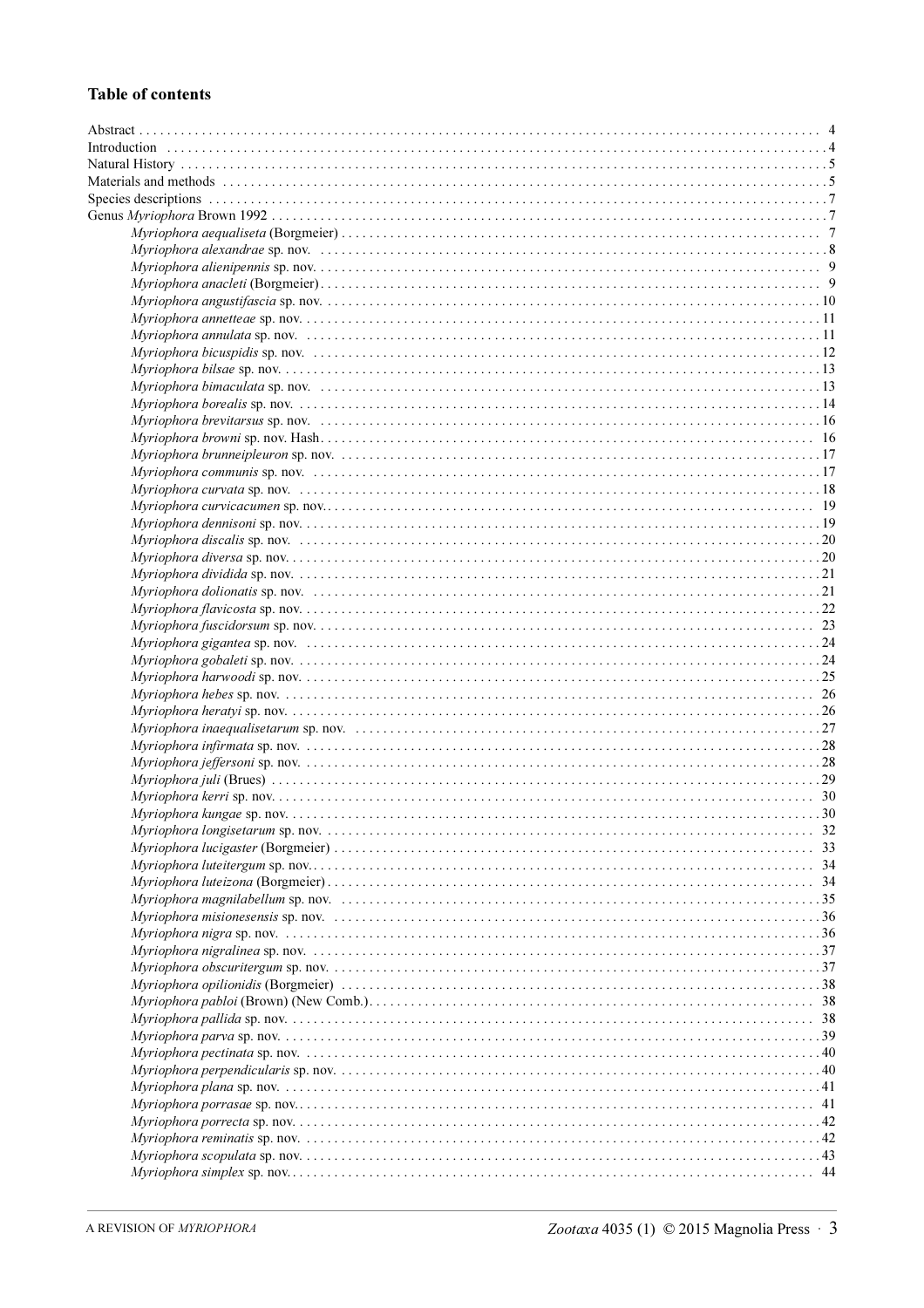## Table of contents

Abstract . . . . . . . . . . . . . . . . . . . . . . . . . . . . . . . . . . . . . . . . . . . . . . . . . . . . . . . . . . . . . . . . . . . . . . . . . 4
Introduction . . . . . . . . . . . . . . . . . . . . . . . . . . . . . . . . . . . . . . . . . . . . . . . . . . . . . . . . . . . . . . . . . . . . . . 4
Natural History . . . . . . . . . . . . . . . . . . . . . . . . . . . . . . . . . . . . . . . . . . . . . . . . . . . . . . . . . . . . . . . . . . . 5
Materials and methods . . . . . . . . . . . . . . . . . . . . . . . . . . . . . . . . . . . . . . . . . . . . . . . . . . . . . . . . . . . . . . 5
Species descriptions . . . . . . . . . . . . . . . . . . . . . . . . . . . . . . . . . . . . . . . . . . . . . . . . . . . . . . . . . . . . . . . . 7
Genus *Myriophora* Brown 1992 . . . . . . . . . . . . . . . . . . . . . . . . . . . . . . . . . . . . . . . . . . . . . . . . . . . . . . . 7
*Myriophora aequaliseta* (Borgmeier) . . . . . . . . . . . . . . . . . . . . . . . . . . . . . . . . . . . . . . . . . . . . . . 7
*Myriophora alexandrae* sp. nov. . . . . . . . . . . . . . . . . . . . . . . . . . . . . . . . . . . . . . . . . . . . . . . . . . 8
*Myriophora alienipennis* sp. nov. . . . . . . . . . . . . . . . . . . . . . . . . . . . . . . . . . . . . . . . . . . . . . . . 9
*Myriophora anacleti* (Borgmeier) . . . . . . . . . . . . . . . . . . . . . . . . . . . . . . . . . . . . . . . . . . . . . . . 9
*Myriophora angustifascia* sp. nov. . . . . . . . . . . . . . . . . . . . . . . . . . . . . . . . . . . . . . . . . . . . . . 10
*Myriophora annetteae* sp. nov. . . . . . . . . . . . . . . . . . . . . . . . . . . . . . . . . . . . . . . . . . . . . . . . . 11
*Myriophora annulata* sp. nov. . . . . . . . . . . . . . . . . . . . . . . . . . . . . . . . . . . . . . . . . . . . . . . . . . 11
*Myriophora bicuspidis* sp. nov. . . . . . . . . . . . . . . . . . . . . . . . . . . . . . . . . . . . . . . . . . . . . . . . 12
*Myriophora bilsae* sp. nov. . . . . . . . . . . . . . . . . . . . . . . . . . . . . . . . . . . . . . . . . . . . . . . . . . . . 13
*Myriophora bimaculata* sp. nov. . . . . . . . . . . . . . . . . . . . . . . . . . . . . . . . . . . . . . . . . . . . . . . 13
*Myriophora borealis* sp. nov. . . . . . . . . . . . . . . . . . . . . . . . . . . . . . . . . . . . . . . . . . . . . . . . . 14
*Myriophora brevitarsus* sp. nov. . . . . . . . . . . . . . . . . . . . . . . . . . . . . . . . . . . . . . . . . . . . . . 16
*Myriophora browni* sp. nov. Hash. . . . . . . . . . . . . . . . . . . . . . . . . . . . . . . . . . . . . . . . . . . . . 16
*Myriophora brunneipleuron* sp. nov. . . . . . . . . . . . . . . . . . . . . . . . . . . . . . . . . . . . . . . . . . . . 17
*Myriophora communis* sp. nov. . . . . . . . . . . . . . . . . . . . . . . . . . . . . . . . . . . . . . . . . . . . . . . . 17
*Myriophora curvata* sp. nov. . . . . . . . . . . . . . . . . . . . . . . . . . . . . . . . . . . . . . . . . . . . . . . . . 18
*Myriophora curvicacumen* sp. nov. . . . . . . . . . . . . . . . . . . . . . . . . . . . . . . . . . . . . . . . . . . . . 19
*Myriophora dennisoni* sp. nov. . . . . . . . . . . . . . . . . . . . . . . . . . . . . . . . . . . . . . . . . . . . . . . 19
*Myriophora discalis* sp. nov. . . . . . . . . . . . . . . . . . . . . . . . . . . . . . . . . . . . . . . . . . . . . . . . . 20
*Myriophora diversa* sp. nov. . . . . . . . . . . . . . . . . . . . . . . . . . . . . . . . . . . . . . . . . . . . . . . . . . 20
*Myriophora dividida* sp. nov. . . . . . . . . . . . . . . . . . . . . . . . . . . . . . . . . . . . . . . . . . . . . . . . . 21
*Myriophora dolionatis* sp. nov. . . . . . . . . . . . . . . . . . . . . . . . . . . . . . . . . . . . . . . . . . . . . . . 21
*Myriophora flavicosta* sp. nov. . . . . . . . . . . . . . . . . . . . . . . . . . . . . . . . . . . . . . . . . . . . . . . 22
*Myriophora fuscidorsum* sp. nov. . . . . . . . . . . . . . . . . . . . . . . . . . . . . . . . . . . . . . . . . . . . . 23
*Myriophora gigantea* sp. nov. . . . . . . . . . . . . . . . . . . . . . . . . . . . . . . . . . . . . . . . . . . . . . . . 24
*Myriophora gobaleti* sp. nov. . . . . . . . . . . . . . . . . . . . . . . . . . . . . . . . . . . . . . . . . . . . . . . . . 24
*Myriophora harwoodi* sp. nov. . . . . . . . . . . . . . . . . . . . . . . . . . . . . . . . . . . . . . . . . . . . . . . 25
*Myriophora hebes* sp. nov. . . . . . . . . . . . . . . . . . . . . . . . . . . . . . . . . . . . . . . . . . . . . . . . . . 26
*Myriophora heratyi* sp. nov. . . . . . . . . . . . . . . . . . . . . . . . . . . . . . . . . . . . . . . . . . . . . . . . . 26
*Myriophora inaequalisetarum* sp. nov. . . . . . . . . . . . . . . . . . . . . . . . . . . . . . . . . . . . . . . . . 27
*Myriophora infirmata* sp. nov. . . . . . . . . . . . . . . . . . . . . . . . . . . . . . . . . . . . . . . . . . . . . . . 28
*Myriophora jeffersoni* sp. nov. . . . . . . . . . . . . . . . . . . . . . . . . . . . . . . . . . . . . . . . . . . . . . . 28
*Myriophora juli* (Brues) . . . . . . . . . . . . . . . . . . . . . . . . . . . . . . . . . . . . . . . . . . . . . . . . . . . 29
*Myriophora kerri* sp. nov. . . . . . . . . . . . . . . . . . . . . . . . . . . . . . . . . . . . . . . . . . . . . . . . . . . 30
*Myriophora kungae* sp. nov. . . . . . . . . . . . . . . . . . . . . . . . . . . . . . . . . . . . . . . . . . . . . . . . . 30
*Myriophora longisetarum* sp. nov. . . . . . . . . . . . . . . . . . . . . . . . . . . . . . . . . . . . . . . . . . . . 32
*Myriophora lucigaster* (Borgmeier) . . . . . . . . . . . . . . . . . . . . . . . . . . . . . . . . . . . . . . . . . . 33
*Myriophora luteitergum* sp. nov. . . . . . . . . . . . . . . . . . . . . . . . . . . . . . . . . . . . . . . . . . . . . . 34
*Myriophora luteizona* (Borgmeier) . . . . . . . . . . . . . . . . . . . . . . . . . . . . . . . . . . . . . . . . . . . 34
*Myriophora magnilabellum* sp. nov. . . . . . . . . . . . . . . . . . . . . . . . . . . . . . . . . . . . . . . . . . . 35
*Myriophora misionesensis* sp. nov. . . . . . . . . . . . . . . . . . . . . . . . . . . . . . . . . . . . . . . . . . . 36
*Myriophora nigra* sp. nov. . . . . . . . . . . . . . . . . . . . . . . . . . . . . . . . . . . . . . . . . . . . . . . . . . 36
*Myriophora nigralinea* sp. nov. . . . . . . . . . . . . . . . . . . . . . . . . . . . . . . . . . . . . . . . . . . . . . 37
*Myriophora obscuritergum* sp. nov. . . . . . . . . . . . . . . . . . . . . . . . . . . . . . . . . . . . . . . . . . 37
*Myriophora opilionidis* (Borgmeier) . . . . . . . . . . . . . . . . . . . . . . . . . . . . . . . . . . . . . . . . . 38
*Myriophora pabloi* (Brown) (New Comb.). . . . . . . . . . . . . . . . . . . . . . . . . . . . . . . . . . . . . 38
*Myriophora pallida* sp. nov. . . . . . . . . . . . . . . . . . . . . . . . . . . . . . . . . . . . . . . . . . . . . . . . 38
*Myriophora parva* sp. nov. . . . . . . . . . . . . . . . . . . . . . . . . . . . . . . . . . . . . . . . . . . . . . . . . . 39
*Myriophora pectinata* sp. nov. . . . . . . . . . . . . . . . . . . . . . . . . . . . . . . . . . . . . . . . . . . . . . 40
*Myriophora perpendicularis* sp. nov. . . . . . . . . . . . . . . . . . . . . . . . . . . . . . . . . . . . . . . . . 40
*Myriophora plana* sp. nov. . . . . . . . . . . . . . . . . . . . . . . . . . . . . . . . . . . . . . . . . . . . . . . . . 41
*Myriophora porrasae* sp. nov. . . . . . . . . . . . . . . . . . . . . . . . . . . . . . . . . . . . . . . . . . . . . . . 41
*Myriophora porrecta* sp. nov. . . . . . . . . . . . . . . . . . . . . . . . . . . . . . . . . . . . . . . . . . . . . . . 42
*Myriophora reminatis* sp. nov. . . . . . . . . . . . . . . . . . . . . . . . . . . . . . . . . . . . . . . . . . . . . . 42
*Myriophora scopulata* sp. nov. . . . . . . . . . . . . . . . . . . . . . . . . . . . . . . . . . . . . . . . . . . . . . 43
*Myriophora simplex* sp. nov. . . . . . . . . . . . . . . . . . . . . . . . . . . . . . . . . . . . . . . . . . . . . . . . 44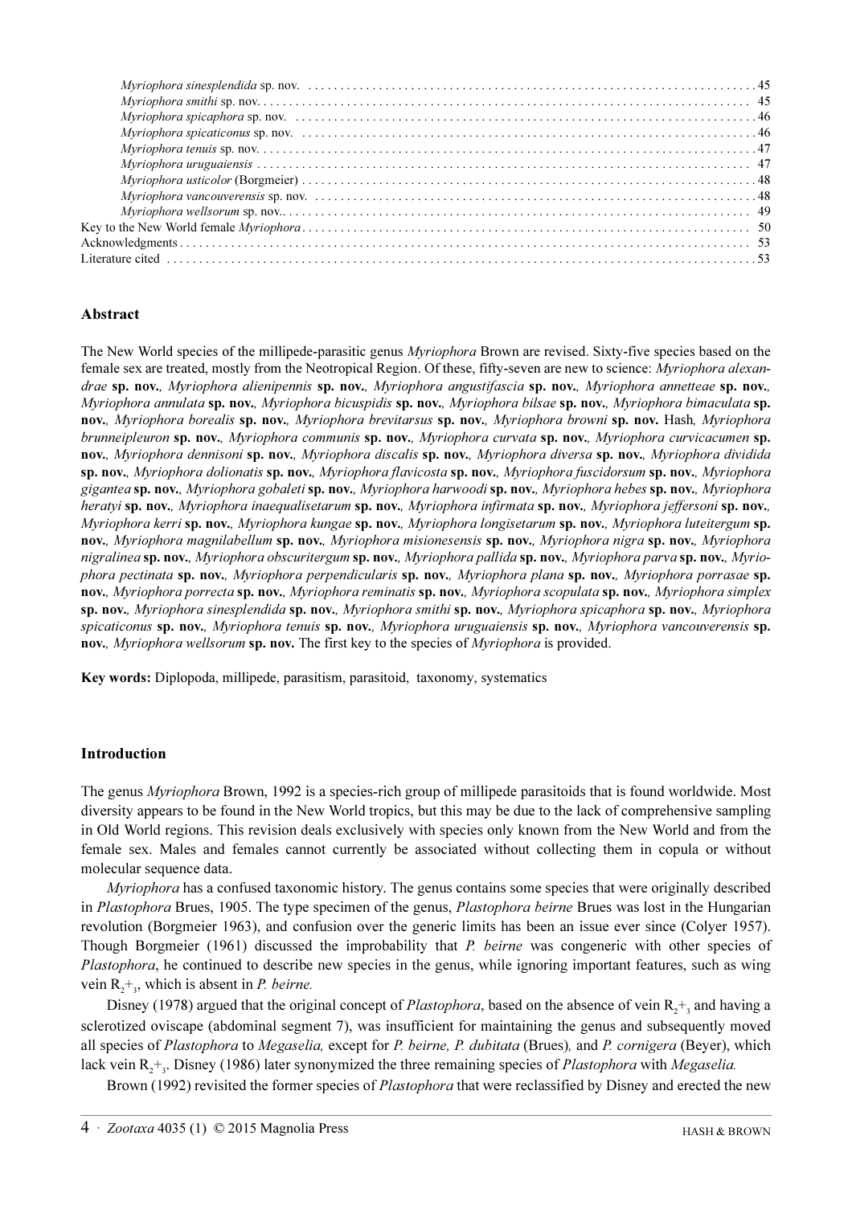*Myriophora sinesplendida* sp. nov. ....................................................................................45
*Myriophora smithi* sp. nov. ....................................................................................45
*Myriophora spicaphora* sp. nov. ....................................................................................46
*Myriophora spicaticonus* sp. nov. ....................................................................................46
*Myriophora tenuis* sp. nov. ....................................................................................47
*Myriophora uruguaiensis* ....................................................................................47
*Myriophora usticolor* (Borgmeier) ....................................................................................48
*Myriophora vancouverensis* sp. nov. ....................................................................................48
*Myriophora wellsorum* sp. nov. ....................................................................................49
Key to the New World female *Myriophora* ....................................................................................50
Acknowledgments ....................................................................................53
Literature cited ....................................................................................53

## Abstract

The New World species of the millipede-parasitic genus *Myriophora* Brown are revised. Sixty-five species based on the female sex are treated, mostly from the Neotropical Region. Of these, fifty-seven are new to science: *Myriophora alexandrae* **sp. nov.**, *Myriophora alienipennis* **sp. nov.**, *Myriophora angustifascia* **sp. nov.**, *Myriophora annetteae* **sp. nov.**, *Myriophora annulata* **sp. nov.**, *Myriophora bicuspidis* **sp. nov.**, *Myriophora bilsae* **sp. nov.**, *Myriophora bimaculata* **sp. nov.**, *Myriophora borealis* **sp. nov.**, *Myriophora brevitarsus* **sp. nov.**, *Myriophora browni* **sp. nov.** Hash, *Myriophora brunneipleuron* **sp. nov.**, *Myriophora communis* **sp. nov.**, *Myriophora curvata* **sp. nov.**, *Myriophora curvicacumen* **sp. nov.**, *Myriophora dennisoni* **sp. nov.**, *Myriophora discalis* **sp. nov.**, *Myriophora diversa* **sp. nov.**, *Myriophora dividida* **sp. nov.**, *Myriophora dolionatis* **sp. nov.**, *Myriophora flavicosta* **sp. nov.**, *Myriophora fuscidorsum* **sp. nov.**, *Myriophora gigantea* **sp. nov.**, *Myriophora gobaleti* **sp. nov.**, *Myriophora harwoodi* **sp. nov.**, *Myriophora hebes* **sp. nov.**, *Myriophora heratyi* **sp. nov.**, *Myriophora inaequalisetarum* **sp. nov.**, *Myriophora infirmata* **sp. nov.**, *Myriophora jeffersoni* **sp. nov.**, *Myriophora kerri* **sp. nov.**, *Myriophora kungae* **sp. nov.**, *Myriophora longisetarum* **sp. nov.**, *Myriophora luteitergum* **sp. nov.**, *Myriophora magnilabellum* **sp. nov.**, *Myriophora misionesensis* **sp. nov.**, *Myriophora nigra* **sp. nov.**, *Myriophora nigralinea* **sp. nov.**, *Myriophora obscuritergum* **sp. nov.**, *Myriophora pallida* **sp. nov.**, *Myriophora parva* **sp. nov.**, *Myriophora pectinata* **sp. nov.**, *Myriophora perpendicularis* **sp. nov.**, *Myriophora plana* **sp. nov.**, *Myriophora porrasae* **sp. nov.**, *Myriophora porrecta* **sp. nov.**, *Myriophora reminatis* **sp. nov.**, *Myriophora scopulata* **sp. nov.**, *Myriophora simplex* **sp. nov.**, *Myriophora sinesplendida* **sp. nov.**, *Myriophora smithi* **sp. nov.**, *Myriophora spicaphora* **sp. nov.**, *Myriophora spicaticonus* **sp. nov.**, *Myriophora tenuis* **sp. nov.**, *Myriophora uruguaiensis* **sp. nov.**, *Myriophora vancouverensis* **sp. nov.**, *Myriophora wellsorum* **sp. nov.** The first key to the species of *Myriophora* is provided.

**Key words:** Diplopoda, millipede, parasitism, parasitoid, taxonomy, systematics

## Introduction

The genus *Myriophora* Brown, 1992 is a species-rich group of millipede parasitoids that is found worldwide. Most diversity appears to be found in the New World tropics, but this may be due to the lack of comprehensive sampling in Old World regions. This revision deals exclusively with species only known from the New World and from the female sex. Males and females cannot currently be associated without collecting them in copula or without molecular sequence data.

*Myriophora* has a confused taxonomic history. The genus contains some species that were originally described in *Plastophora* Brues, 1905. The type specimen of the genus, *Plastophora beirne* Brues was lost in the Hungarian revolution (Borgmeier 1963), and confusion over the generic limits has been an issue ever since (Colyer 1957). Though Borgmeier (1961) discussed the improbability that *P. beirne* was congeneric with other species of *Plastophora*, he continued to describe new species in the genus, while ignoring important features, such as wing vein $R_2+_3$, which is absent in *P. beirne.*

Disney (1978) argued that the original concept of *Plastophora*, based on the absence of vein $R_2+_3$ and having a sclerotized oviscape (abdominal segment 7), was insufficient for maintaining the genus and subsequently moved all species of *Plastophora* to *Megaselia,* except for *P. beirne, P. dubitata* (Brues)*,* and *P. cornigera* (Beyer), which lack vein $R_2+_3$. Disney (1986) later synonymized the three remaining species of *Plastophora* with *Megaselia.*

Brown (1992) revisited the former species of *Plastophora* that were reclassified by Disney and erected the new